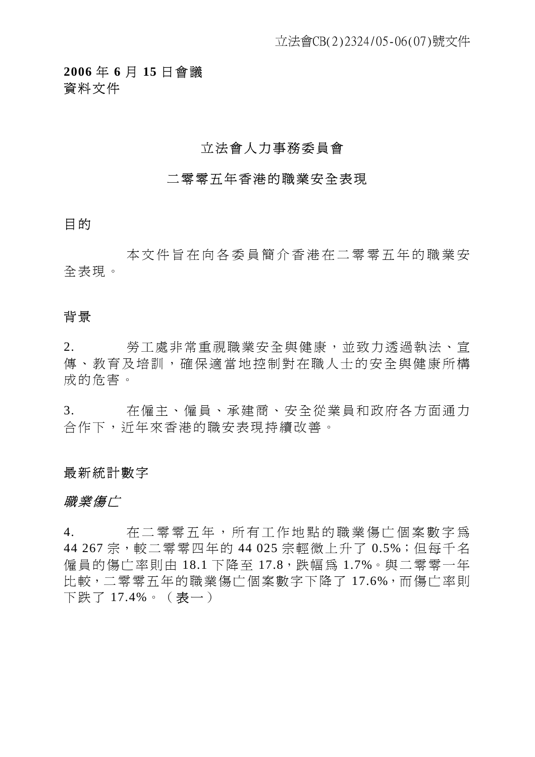立法會CB(2)2324/05-06(07)號文件

**2006** 年 **6** 月 **15** 日會議
資料文件

立法會人力事務委員會

二零零五年香港的職業安全表現

## 目的

本文件旨在向各委員簡介香港在二零零五年的職業安全表現。

## 背景

2. 勞工處非常重視職業安全與健康，並致力透過執法、宣傳、教育及培訓，確保適當地控制對在職人士的安全與健康所構成的危害。

3. 在僱主、僱員、承建商、安全從業員和政府各方面通力合作下，近年來香港的職安表現持續改善。

## 最新統計數字

### *職業傷亡*

4. 在二零零五年，所有工作地點的職業傷亡個案數字爲 44 267 宗，較二零零四年的 44 025 宗輕微上升了 0.5%；但每千名僱員的傷亡率則由 18.1 下降至 17.8，跌幅爲 1.7%。與二零零一年比較，二零零五年的職業傷亡個案數字下降了 17.6%，而傷亡率則下跌了 17.4%。（表一）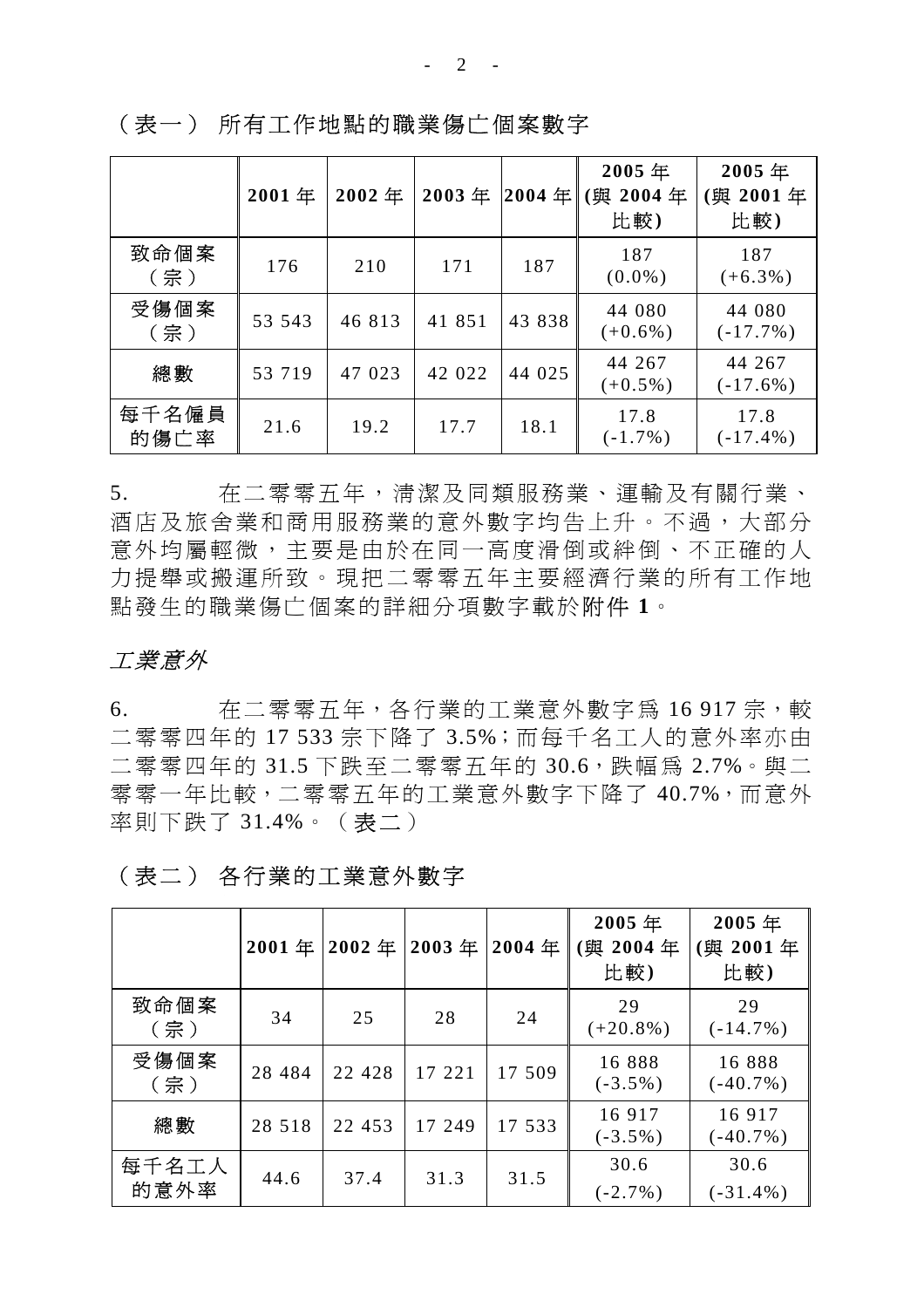（表一） 所有工作地點的職業傷亡個案數字

| | 2001 年 | 2002 年 | 2003 年 | 2004 年 | 2005 年 (與 2004 年比較) | 2005 年 (與 2001 年比較) |
|---|---|---|---|---|---|---|
| 致命個案（宗） | 176 | 210 | 171 | 187 | 187 (0.0%) | 187 (+6.3%) |
| 受傷個案（宗） | 53 543 | 46 813 | 41 851 | 43 838 | 44 080 (+0.6%) | 44 080 (-17.7%) |
| 總數 | 53 719 | 47 023 | 42 022 | 44 025 | 44 267 (+0.5%) | 44 267 (-17.6%) |
| 每千名僱員的傷亡率 | 21.6 | 19.2 | 17.7 | 18.1 | 17.8 (-1.7%) | 17.8 (-17.4%) |

5. 在二零零五年，清潔及同類服務業、運輸及有關行業、酒店及旅舍業和商用服務業的意外數字均告上升。不過，大部分意外均屬輕微，主要是由於在同一高度滑倒或絆倒、不正確的人力提舉或搬運所致。現把二零零五年主要經濟行業的所有工作地點發生的職業傷亡個案的詳細分項數字載於**附件 1**。

*工業意外*

6. 在二零零五年，各行業的工業意外數字為 16 917 宗，較二零零四年的 17 533 宗下降了 3.5%；而每千名工人的意外率亦由二零零四年的 31.5 下跌至二零零五年的 30.6，跌幅為 2.7%。與二零零一年比較，二零零五年的工業意外數字下降了 40.7%，而意外率則下跌了 31.4%。（表二）

（表二） 各行業的工業意外數字

| | 2001 年 | 2002 年 | 2003 年 | 2004 年 | 2005 年 (與 2004 年比較) | 2005 年 (與 2001 年比較) |
|---|---|---|---|---|---|---|
| 致命個案（宗） | 34 | 25 | 28 | 24 | 29 (+20.8%) | 29 (-14.7%) |
| 受傷個案（宗） | 28 484 | 22 428 | 17 221 | 17 509 | 16 888 (-3.5%) | 16 888 (-40.7%) |
| 總數 | 28 518 | 22 453 | 17 249 | 17 533 | 16 917 (-3.5%) | 16 917 (-40.7%) |
| 每千名工人的意外率 | 44.6 | 37.4 | 31.3 | 31.5 | 30.6 (-2.7%) | 30.6 (-31.4%) |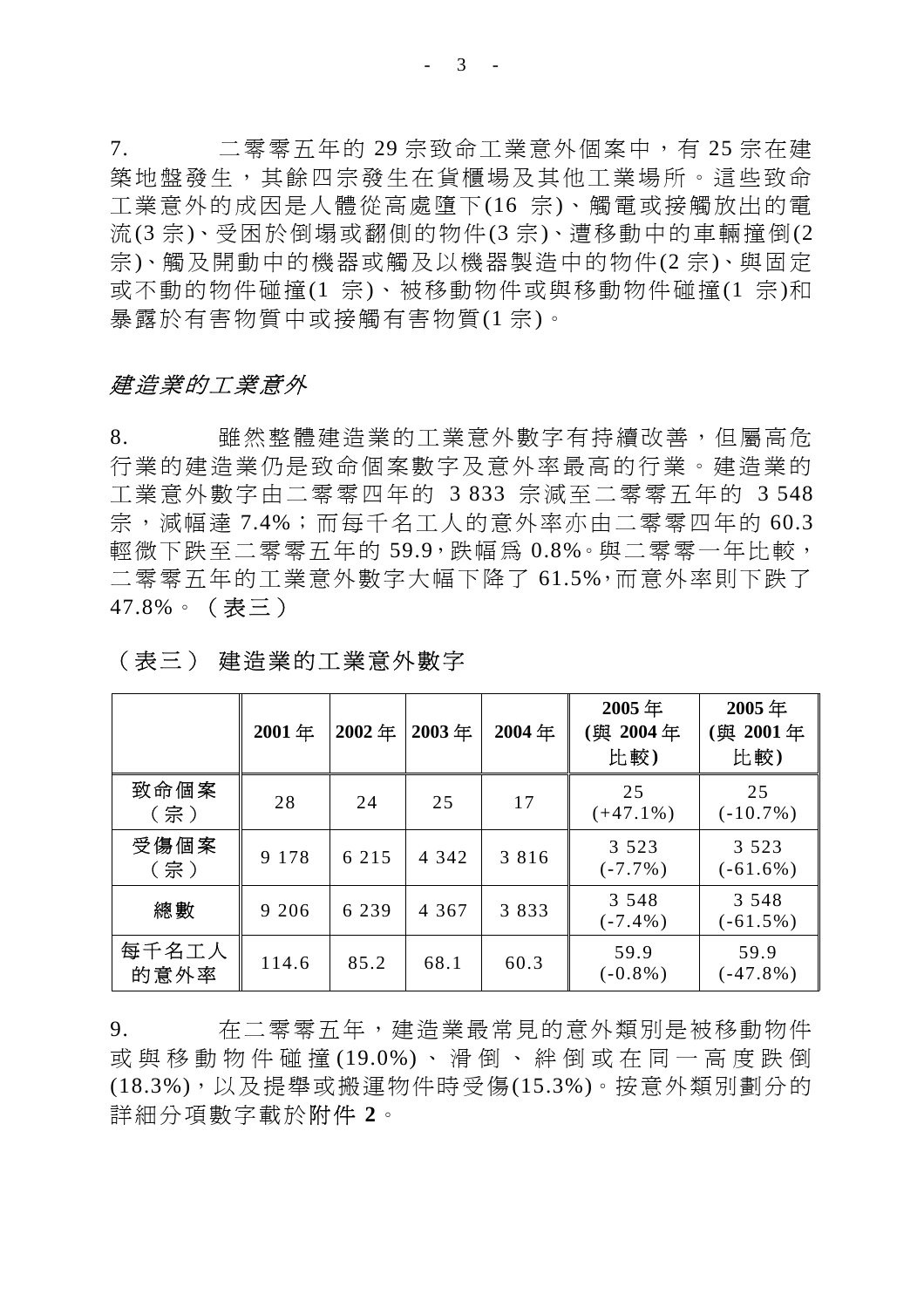7. 二零零五年的 29 宗致命工業意外個案中，有 25 宗在建築地盤發生，其餘四宗發生在貨櫃場及其他工業場所。這些致命工業意外的成因是人體從高處墮下(16 宗)、觸電或接觸放出的電流(3 宗)、受困於倒塌或翻側的物件(3 宗)、遭移動中的車輛撞倒(2 宗)、觸及開動中的機器或觸及以機器製造中的物件(2 宗)、與固定或不動的物件碰撞(1 宗)、被移動物件或與移動物件碰撞(1 宗)和暴露於有害物質中或接觸有害物質(1 宗)。

*建造業的工業意外*

8. 雖然整體建造業的工業意外數字有持續改善，但屬高危行業的建造業仍是致命個案數字及意外率最高的行業。建造業的工業意外數字由二零零四年的 3 833 宗減至二零零五年的 3 548 宗，減幅達 7.4%；而每千名工人的意外率亦由二零零四年的 60.3 輕微下跌至二零零五年的 59.9，跌幅爲 0.8%。與二零零一年比較，二零零五年的工業意外數字大幅下降了 61.5%，而意外率則下跌了 47.8%。（表三）

（表三） 建造業的工業意外數字

| | **2001 年** | **2002 年** | **2003 年** | **2004 年** | **2005 年 (與 2004 年比較)** | **2005 年 (與 2001 年比較)** |
|---|---|---|---|---|---|---|
| 致命個案（宗） | 28 | 24 | 25 | 17 | 25 (+47.1%) | 25 (-10.7%) |
| 受傷個案（宗） | 9 178 | 6 215 | 4 342 | 3 816 | 3 523 (-7.7%) | 3 523 (-61.6%) |
| 總數 | 9 206 | 6 239 | 4 367 | 3 833 | 3 548 (-7.4%) | 3 548 (-61.5%) |
| 每千名工人的意外率 | 114.6 | 85.2 | 68.1 | 60.3 | 59.9 (-0.8%) | 59.9 (-47.8%) |

9. 在二零零五年，建造業最常見的意外類別是被移動物件或與移動物件碰撞(19.0%)、滑倒、絆倒或在同一高度跌倒(18.3%)，以及提舉或搬運物件時受傷(15.3%)。按意外類別劃分的詳細分項數字載於**附件 2**。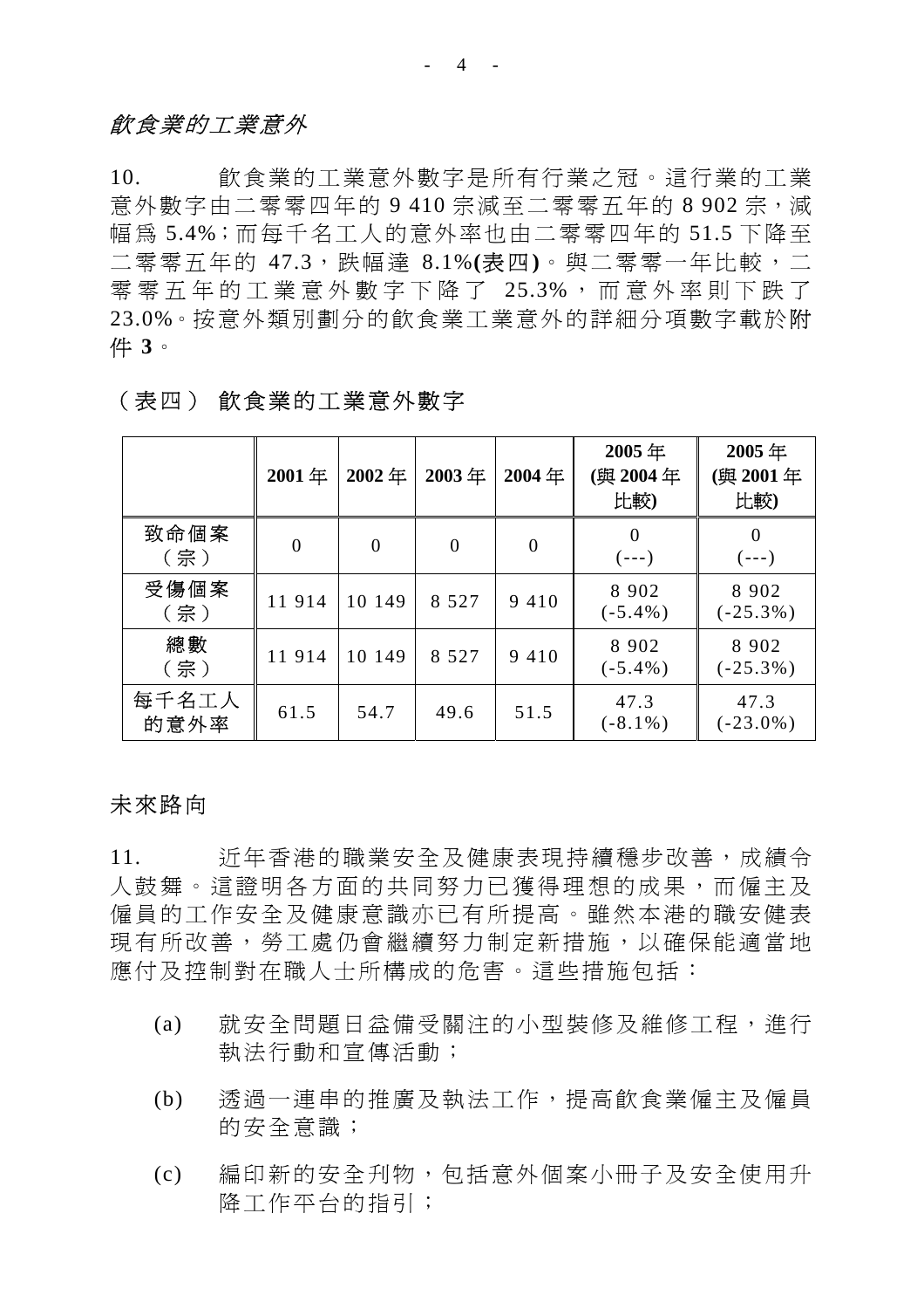*飲食業的工業意外*

10. 飲食業的工業意外數字是所有行業之冠。這行業的工業意外數字由二零零四年的 9 410 宗減至二零零五年的 8 902 宗，減幅為 5.4%；而每千名工人的意外率也由二零零四年的 51.5 下降至二零零五年的 47.3，跌幅達 8.1%**(表四)**。與二零零一年比較，二零零五年的工業意外數字下降了 25.3%，而意外率則下跌了 23.0%。按意外類別劃分的飲食業工業意外的詳細分項數字載於附件 **3**。

（表四） 飲食業的工業意外數字

| | **2001 年** | **2002 年** | **2003 年** | **2004 年** | **2005 年 (與 2004 年比較)** | **2005 年 (與 2001 年比較)** |
|---|---|---|---|---|---|---|
| 致命個案（宗） | 0 | 0 | 0 | 0 | 0 (---) | 0 (---) |
| 受傷個案（宗） | 11 914 | 10 149 | 8 527 | 9 410 | 8 902 (-5.4%) | 8 902 (-25.3%) |
| 總數（宗） | 11 914 | 10 149 | 8 527 | 9 410 | 8 902 (-5.4%) | 8 902 (-25.3%) |
| 每千名工人的意外率 | 61.5 | 54.7 | 49.6 | 51.5 | 47.3 (-8.1%) | 47.3 (-23.0%) |

未來路向

11. 近年香港的職業安全及健康表現持續穩步改善，成績令人鼓舞。這證明各方面的共同努力已獲得理想的成果，而僱主及僱員的工作安全及健康意識亦已有所提高。雖然本港的職安健表現有所改善，勞工處仍會繼續努力制定新措施，以確保能適當地應付及控制對在職人士所構成的危害。這些措施包括：

(a) 就安全問題日益備受關注的小型裝修及維修工程，進行執法行動和宣傳活動；

(b) 透過一連串的推廣及執法工作，提高飲食業僱主及僱員的安全意識；

(c) 編印新的安全刊物，包括意外個案小冊子及安全使用升降工作平台的指引；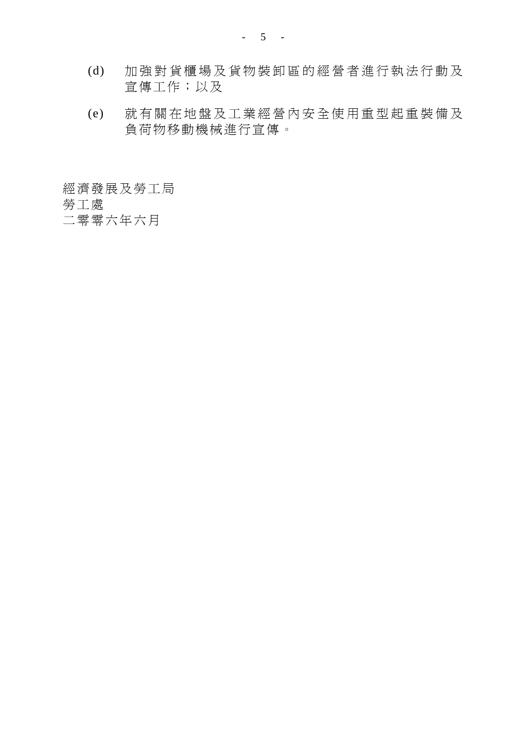(d) 加強對貨櫃場及貨物裝卸區的經營者進行執法行動及宣傳工作；以及

(e) 就有關在地盤及工業經營內安全使用重型起重裝備及負荷物移動機械進行宣傳。

經濟發展及勞工局
勞工處
二零零六年六月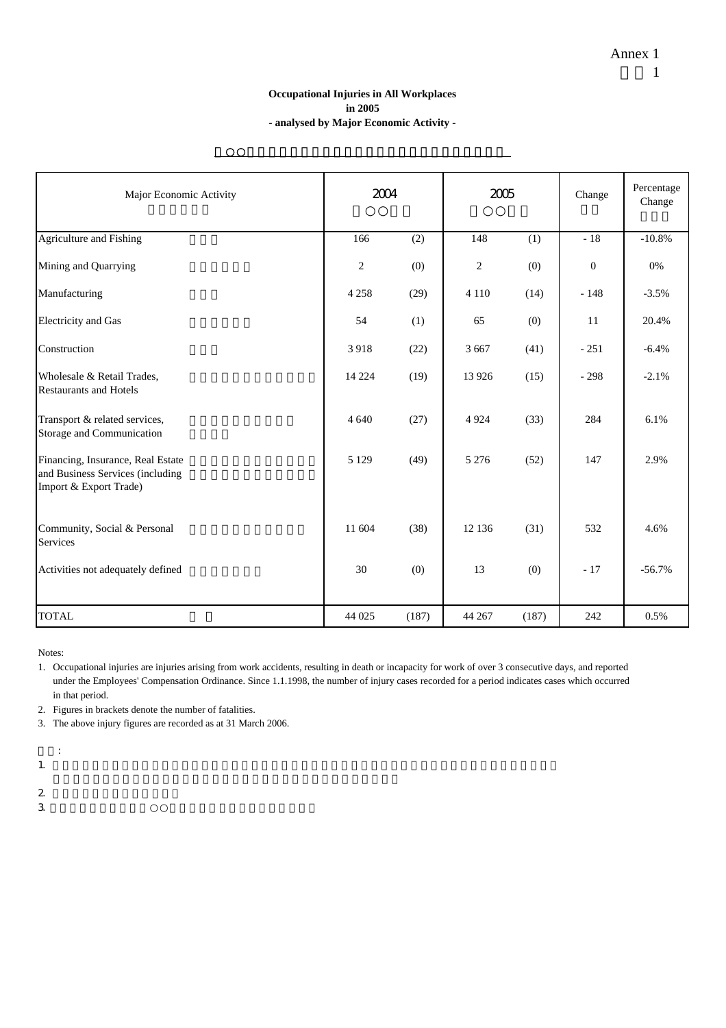Annex 1

**Occupational Injuries in All Workplaces**
**in 2005**
**- analysed by Major Economic Activity -**

| Major Economic Activity | 2004 | | 2005 | | Change | Percentage Change |
|---|---|---|---|---|---|---|
| Agriculture and Fishing | 166 | (2) | 148 | (1) | - 18 | -10.8% |
| Mining and Quarrying | 2 | (0) | 2 | (0) | 0 | 0% |
| Manufacturing | 4 258 | (29) | 4 110 | (14) | - 148 | -3.5% |
| Electricity and Gas | 54 | (1) | 65 | (0) | 11 | 20.4% |
| Construction | 3 918 | (22) | 3 667 | (41) | - 251 | -6.4% |
| Wholesale & Retail Trades, Restaurants and Hotels | 14 224 | (19) | 13 926 | (15) | - 298 | -2.1% |
| Transport & related services, Storage and Communication | 4 640 | (27) | 4 924 | (33) | 284 | 6.1% |
| Financing, Insurance, Real Estate and Business Services (including Import & Export Trade) | 5 129 | (49) | 5 276 | (52) | 147 | 2.9% |
| Community, Social & Personal Services | 11 604 | (38) | 12 136 | (31) | 532 | 4.6% |
| Activities not adequately defined | 30 | (0) | 13 | (0) | - 17 | -56.7% |
| TOTAL | 44 025 | (187) | 44 267 | (187) | 242 | 0.5% |

Notes:

1. Occupational injuries are injuries arising from work accidents, resulting in death or incapacity for work of over 3 consecutive days, and reported under the Employees' Compensation Ordinance. Since 1.1.1998, the number of injury cases recorded for a period indicates cases which occurred in that period.
2. Figures in brackets denote the number of fatalities.
3. The above injury figures are recorded as at 31 March 2006.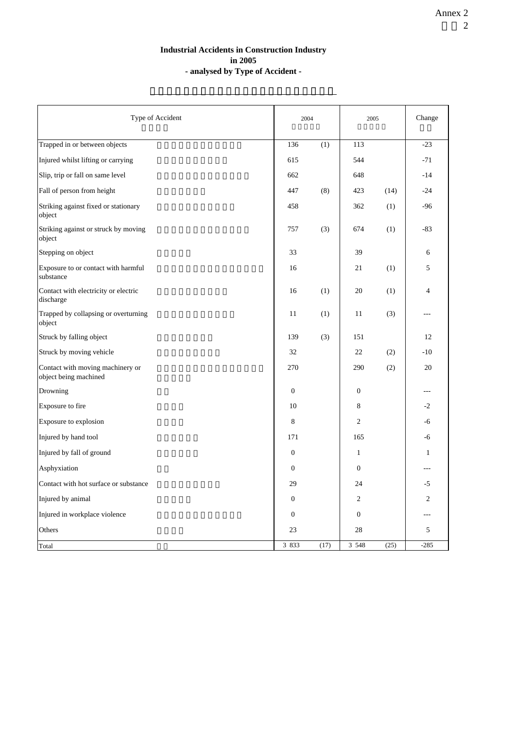Annex 2

**Industrial Accidents in Construction Industry**
**in 2005**
**- analysed by Type of Accident -**

| Type of Accident | 2004 | | 2005 | | Change |
|---|---|---|---|---|---|
| Trapped in or between objects | 136 | (1) | 113 | | -23 |
| Injured whilst lifting or carrying | 615 | | 544 | | -71 |
| Slip, trip or fall on same level | 662 | | 648 | | -14 |
| Fall of person from height | 447 | (8) | 423 | (14) | -24 |
| Striking against fixed or stationary object | 458 | | 362 | (1) | -96 |
| Striking against or struck by moving object | 757 | (3) | 674 | (1) | -83 |
| Stepping on object | 33 | | 39 | | 6 |
| Exposure to or contact with harmful substance | 16 | | 21 | (1) | 5 |
| Contact with electricity or electric discharge | 16 | (1) | 20 | (1) | 4 |
| Trapped by collapsing or overturning object | 11 | (1) | 11 | (3) | --- |
| Struck by falling object | 139 | (3) | 151 | | 12 |
| Struck by moving vehicle | 32 | | 22 | (2) | -10 |
| Contact with moving machinery or object being machined | 270 | | 290 | (2) | 20 |
| Drowning | 0 | | 0 | | --- |
| Exposure to fire | 10 | | 8 | | -2 |
| Exposure to explosion | 8 | | 2 | | -6 |
| Injured by hand tool | 171 | | 165 | | -6 |
| Injured by fall of ground | 0 | | 1 | | 1 |
| Asphyxiation | 0 | | 0 | | --- |
| Contact with hot surface or substance | 29 | | 24 | | -5 |
| Injured by animal | 0 | | 2 | | 2 |
| Injured in workplace violence | 0 | | 0 | | --- |
| Others | 23 | | 28 | | 5 |
| Total | 3 833 | (17) | 3 548 | (25) | -285 |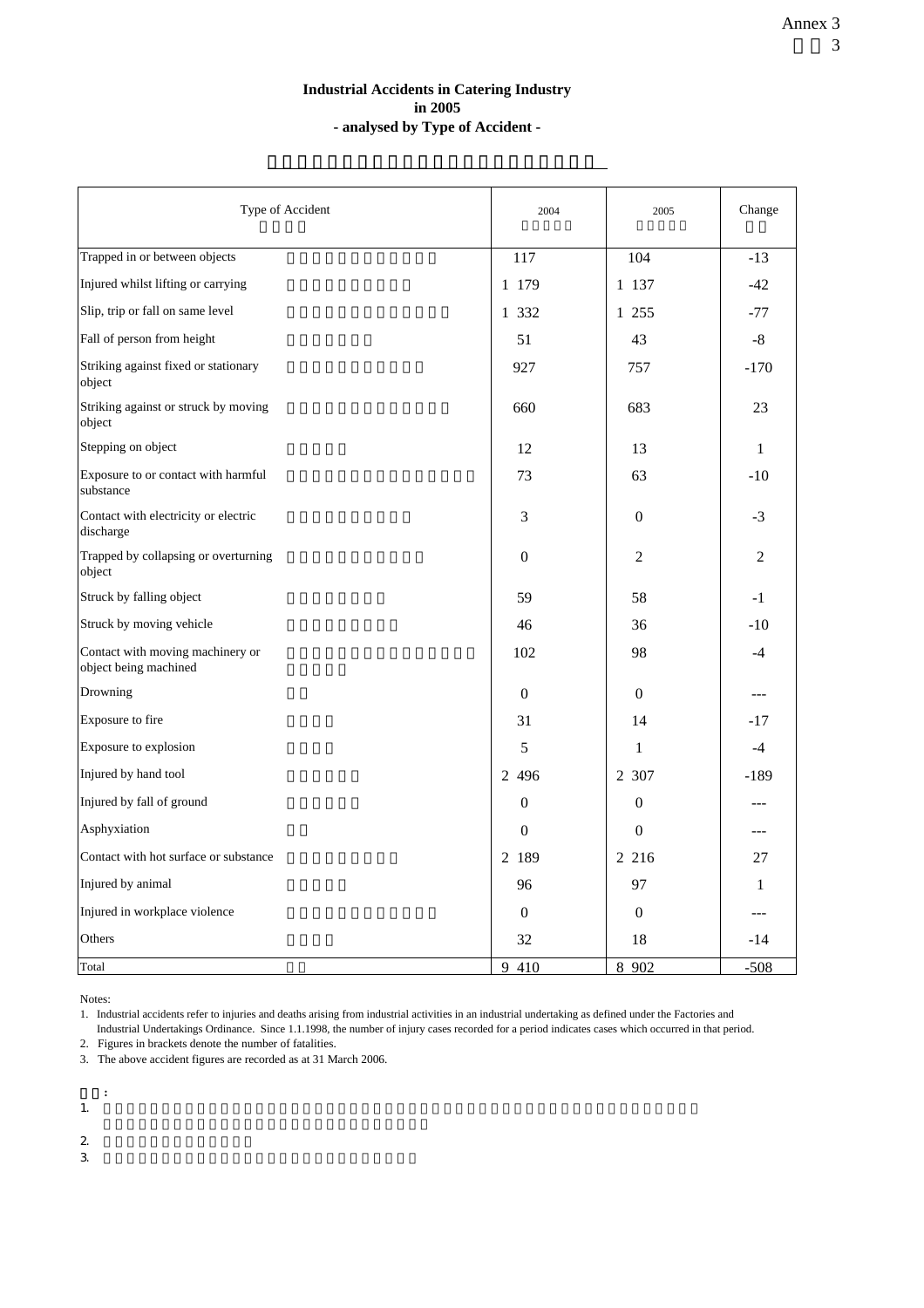Annex 3

**Industrial Accidents in Catering Industry**
**in 2005**
**- analysed by Type of Accident -**

| Type of Accident | | 2004 | 2005 | Change |
|---|---|---|---|---|
| Trapped in or between objects | | 117 | 104 | -13 |
| Injured whilst lifting or carrying | | 1 179 | 1 137 | -42 |
| Slip, trip or fall on same level | | 1 332 | 1 255 | -77 |
| Fall of person from height | | 51 | 43 | -8 |
| Striking against fixed or stationary object | | 927 | 757 | -170 |
| Striking against or struck by moving object | | 660 | 683 | 23 |
| Stepping on object | | 12 | 13 | 1 |
| Exposure to or contact with harmful substance | | 73 | 63 | -10 |
| Contact with electricity or electric discharge | | 3 | 0 | -3 |
| Trapped by collapsing or overturning object | | 0 | 2 | 2 |
| Struck by falling object | | 59 | 58 | -1 |
| Struck by moving vehicle | | 46 | 36 | -10 |
| Contact with moving machinery or object being machined | | 102 | 98 | -4 |
| Drowning | | 0 | 0 | --- |
| Exposure to fire | | 31 | 14 | -17 |
| Exposure to explosion | | 5 | 1 | -4 |
| Injured by hand tool | | 2 496 | 2 307 | -189 |
| Injured by fall of ground | | 0 | 0 | --- |
| Asphyxiation | | 0 | 0 | --- |
| Contact with hot surface or substance | | 2 189 | 2 216 | 27 |
| Injured by animal | | 96 | 97 | 1 |
| Injured in workplace violence | | 0 | 0 | --- |
| Others | | 32 | 18 | -14 |
| Total | | 9 410 | 8 902 | -508 |

Notes:

1. Industrial accidents refer to injuries and deaths arising from industrial activities in an industrial undertaking as defined under the Factories and Industrial Undertakings Ordinance. Since 1.1.1998, the number of injury cases recorded for a period indicates cases which occurred in that period.
2. Figures in brackets denote the number of fatalities.
3. The above accident figures are recorded as at 31 March 2006.